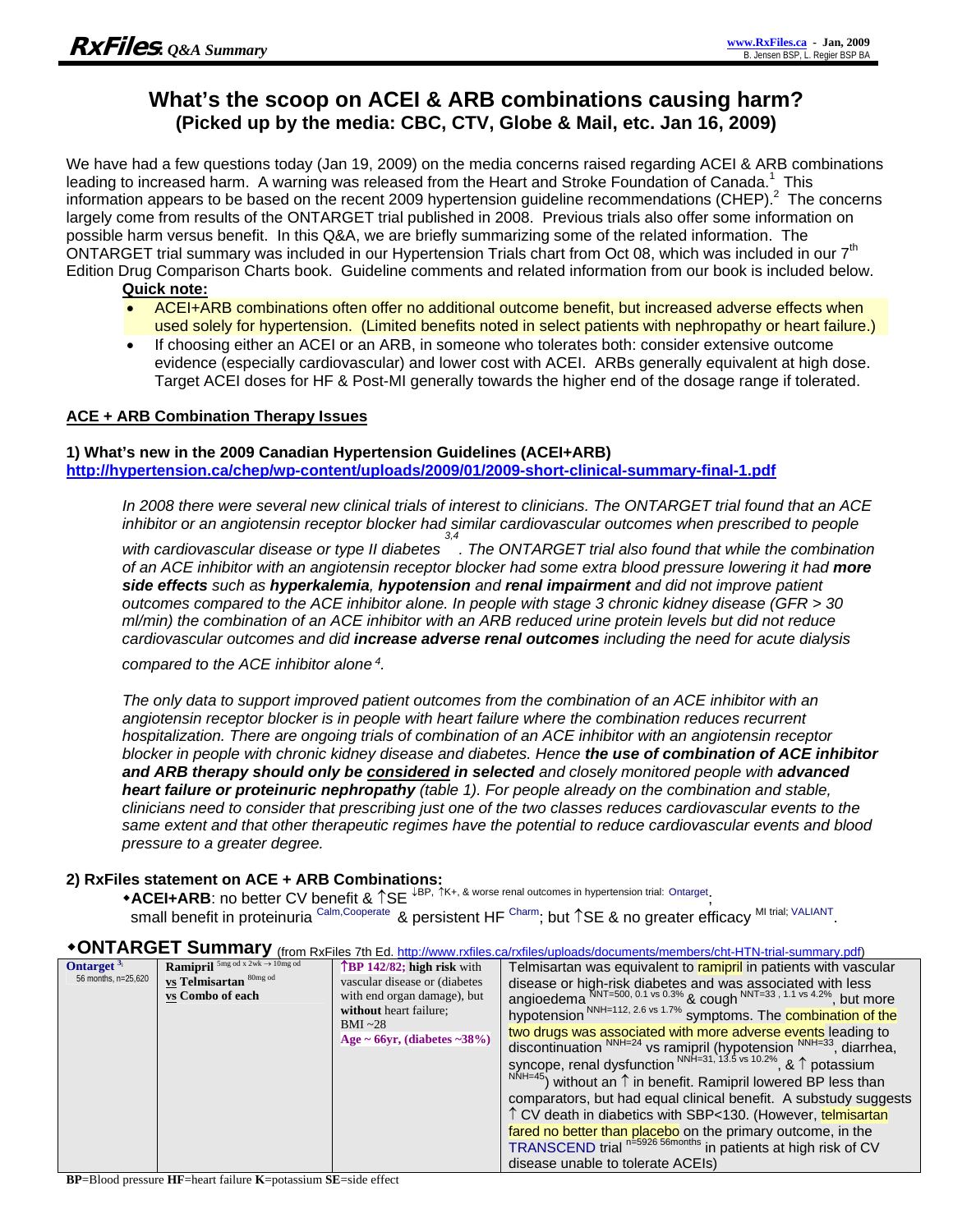**RxFiles** *Q&A Summary*

www.RxFiles.ca - Jan, 2009
B. Jensen BSP, L. Regier BSP BA

# What's the scoop on ACEI & ARB combinations causing harm?
## (Picked up by the media: CBC, CTV, Globe & Mail, etc. Jan 16, 2009)

We have had a few questions today (Jan 19, 2009) on the media concerns raised regarding ACEI & ARB combinations leading to increased harm. A warning was released from the Heart and Stroke Foundation of Canada.[1] This information appears to be based on the recent 2009 hypertension guideline recommendations (CHEP).[2] The concerns largely come from results of the ONTARGET trial published in 2008. Previous trials also offer some information on possible harm versus benefit. In this Q&A, we are briefly summarizing some of the related information. The ONTARGET trial summary was included in our Hypertension Trials chart from Oct 08, which was included in our 7th Edition Drug Comparison Charts book. Guideline comments and related information from our book is included below.

**Quick note:**

- ACEI+ARB combinations often offer no additional outcome benefit, but increased adverse effects when used solely for hypertension. (Limited benefits noted in select patients with nephropathy or heart failure.)
- If choosing either an ACEI or an ARB, in someone who tolerates both: consider extensive outcome evidence (especially cardiovascular) and lower cost with ACEI. ARBs generally equivalent at high dose. Target ACEI doses for HF & Post-MI generally towards the higher end of the dosage range if tolerated.

### ACE + ARB Combination Therapy Issues

**1) What's new in the 2009 Canadian Hypertension Guidelines (ACEI+ARB)**
**http://hypertension.ca/chep/wp-content/uploads/2009/01/2009-short-clinical-summary-final-1.pdf**

> *In 2008 there were several new clinical trials of interest to clinicians. The ONTARGET trial found that an ACE inhibitor or an angiotensin receptor blocker had similar cardiovascular outcomes when prescribed to people with cardiovascular disease or type II diabetes[3,4]. The ONTARGET trial also found that while the combination of an ACE inhibitor with an angiotensin receptor blocker had some extra blood pressure lowering it had* ***more side effects*** *such as* ***hyperkalemia****,* ***hypotension*** *and* ***renal impairment*** *and did not improve patient outcomes compared to the ACE inhibitor alone. In people with stage 3 chronic kidney disease (GFR > 30 ml/min) the combination of an ACE inhibitor with an ARB reduced urine protein levels but did not reduce cardiovascular outcomes and did* ***increase adverse renal outcomes*** *including the need for acute dialysis compared to the ACE inhibitor alone[4].*
>
> *The only data to support improved patient outcomes from the combination of an ACE inhibitor with an angiotensin receptor blocker is in people with heart failure where the combination reduces recurrent hospitalization. There are ongoing trials of combination of an ACE inhibitor with an angiotensin receptor blocker in people with chronic kidney disease and diabetes. Hence* ***the use of combination of ACE inhibitor and ARB therapy should only be considered in selected*** *and closely monitored people with* ***advanced heart failure or proteinuric nephropathy*** *(table 1). For people already on the combination and stable, clinicians need to consider that prescribing just one of the two classes reduces cardiovascular events to the same extent and that other therapeutic regimes have the potential to reduce cardiovascular events and blood pressure to a greater degree.*

**2) RxFiles statement on ACE + ARB Combinations:**

◆**ACEI+ARB**: no better CV benefit & ↑SE [↓BP, ↑K+, & worse renal outcomes in hypertension trial: Ontarget]; small benefit in proteinuria [Calm, Cooperate] & persistent HF [Charm]; but ↑SE & no greater efficacy [MI trial; VALIANT].

### ◆ONTARGET Summary (from RxFiles 7th Ed. http://www.rxfiles.ca/rxfiles/uploads/documents/members/cht-HTN-trial-summary.pdf)

| | | | |
|---|---|---|---|
| **Ontarget**[3] 56 months, n=25,620 | **Ramipril** 5mg od x 2wk → 10mg od **vs Telmisartan** 80mg od **vs Combo of each** | **↑BP 142/82; high risk** with vascular disease or (diabetes with end organ damage), but **without** heart failure; BMI ~28 **Age ~ 66yr, (diabetes ~38%)** | Telmisartan was equivalent to ramipril in patients with vascular disease or high-risk diabetes and was associated with less angioedema [NNT=500, 0.1 vs 0.3%] & cough [NNT=33, 1.1 vs 4.2%], but more hypotension [NNH=112, 2.6 vs 1.7%] symptoms. The combination of the two drugs was associated with more adverse events leading to discontinuation [NNH=24] vs ramipril (hypotension [NNH=33], diarrhea, syncope, renal dysfunction [NNH=31, 13.5 vs 10.2%], & ↑ potassium [NNH=45]) without an ↑ in benefit. Ramipril lowered BP less than comparators, but had equal clinical benefit. A substudy suggests ↑ CV death in diabetics with SBP<130. (However, telmisartan fared no better than placebo on the primary outcome, in the TRANSCEND trial [n=5926 56months] in patients at high risk of CV disease unable to tolerate ACEIs) |

**BP**=Blood pressure **HF**=heart failure **K**=potassium **SE**=side effect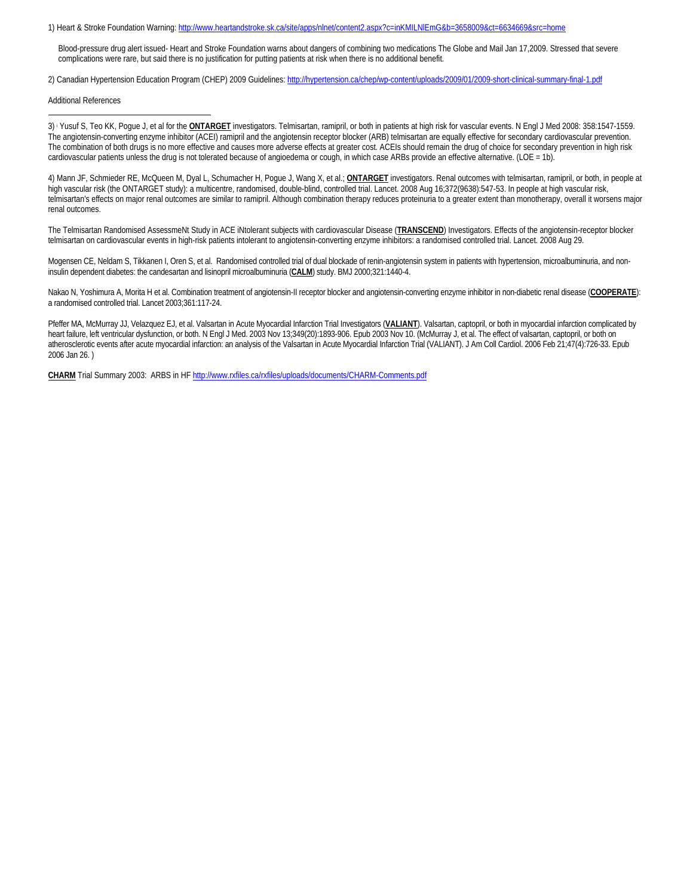1) Heart & Stroke Foundation Warning: http://www.heartandstroke.sk.ca/site/apps/nlnet/content2.aspx?c=inKMILNlEmG&b=3658009&ct=6634669&src=home

Blood-pressure drug alert issued- Heart and Stroke Foundation warns about dangers of combining two medications The Globe and Mail Jan 17,2009. Stressed that severe complications were rare, but said there is no justification for putting patients at risk when there is no additional benefit.

2) Canadian Hypertension Education Program (CHEP) 2009 Guidelines: http://hypertension.ca/chep/wp-content/uploads/2009/01/2009-short-clinical-summary-final-1.pdf

Additional References

---

3) Yusuf S, Teo KK, Pogue J, et al for the **ONTARGET** investigators. Telmisartan, ramipril, or both in patients at high risk for vascular events. N Engl J Med 2008: 358:1547-1559. The angiotensin-converting enzyme inhibitor (ACEI) ramipril and the angiotensin receptor blocker (ARB) telmisartan are equally effective for secondary cardiovascular prevention. The combination of both drugs is no more effective and causes more adverse effects at greater cost. ACEIs should remain the drug of choice for secondary prevention in high risk cardiovascular patients unless the drug is not tolerated because of angioedema or cough, in which case ARBs provide an effective alternative. (LOE = 1b).

4) Mann JF, Schmieder RE, McQueen M, Dyal L, Schumacher H, Pogue J, Wang X, et al.; **ONTARGET** investigators. Renal outcomes with telmisartan, ramipril, or both, in people at high vascular risk (the ONTARGET study): a multicentre, randomised, double-blind, controlled trial. Lancet. 2008 Aug 16;372(9638):547-53. In people at high vascular risk, telmisartan's effects on major renal outcomes are similar to ramipril. Although combination therapy reduces proteinuria to a greater extent than monotherapy, overall it worsens major renal outcomes.

The Telmisartan Randomised AssessmeNt Study in ACE iNtolerant subjects with cardiovascular Disease (**TRANSCEND**) Investigators. Effects of the angiotensin-receptor blocker telmisartan on cardiovascular events in high-risk patients intolerant to angiotensin-converting enzyme inhibitors: a randomised controlled trial. Lancet. 2008 Aug 29.

Mogensen CE, Neldam S, Tikkanen I, Oren S, et al. Randomised controlled trial of dual blockade of renin-angiotensin system in patients with hypertension, microalbuminuria, and non-insulin dependent diabetes: the candesartan and lisinopril microalbuminuria (**CALM**) study. BMJ 2000;321:1440-4.

Nakao N, Yoshimura A, Morita H et al. Combination treatment of angiotensin-II receptor blocker and angiotensin-converting enzyme inhibitor in non-diabetic renal disease (**COOPERATE**): a randomised controlled trial. Lancet 2003;361:117-24.

Pfeffer MA, McMurray JJ, Velazquez EJ, et al. Valsartan in Acute Myocardial Infarction Trial Investigators (**VALIANT**). Valsartan, captopril, or both in myocardial infarction complicated by heart failure, left ventricular dysfunction, or both. N Engl J Med. 2003 Nov 13;349(20):1893-906. Epub 2003 Nov 10. (McMurray J, et al. The effect of valsartan, captopril, or both on atherosclerotic events after acute myocardial infarction: an analysis of the Valsartan in Acute Myocardial Infarction Trial (VALIANT). J Am Coll Cardiol. 2006 Feb 21;47(4):726-33. Epub 2006 Jan 26. )

**CHARM** Trial Summary 2003: ARBS in HF http://www.rxfiles.ca/rxfiles/uploads/documents/CHARM-Comments.pdf